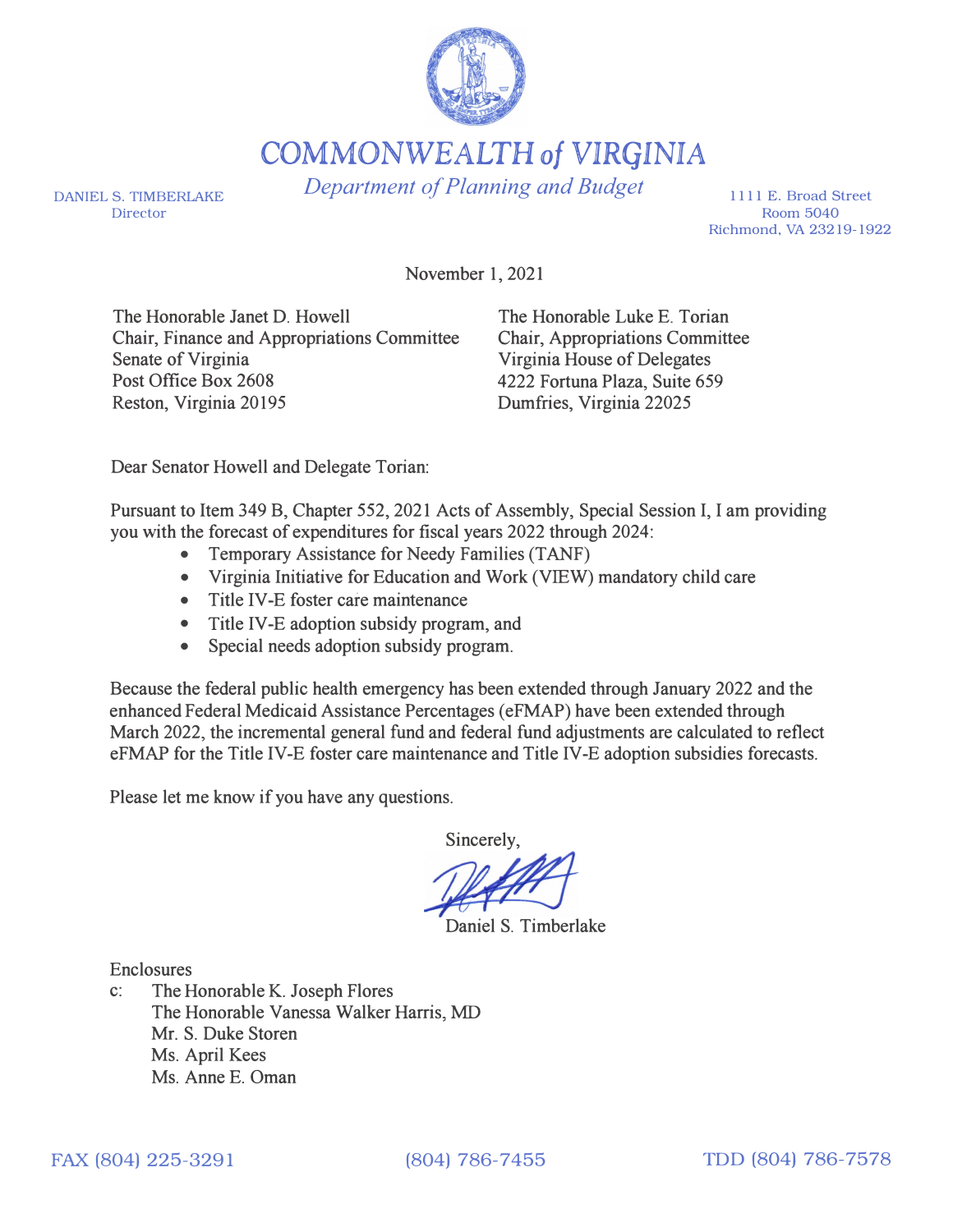# COMMONWEALTH *of* VIRGINIA

*Department of Planning and Budget*

DANIEL S. TIMBERLAKE
Director

1111 E. Broad Street
Room 5040
Richmond, VA 23219-1922

November 1, 2021

The Honorable Janet D. Howell
Chair, Finance and Appropriations Committee
Senate of Virginia
Post Office Box 2608
Reston, Virginia 20195

The Honorable Luke E. Torian
Chair, Appropriations Committee
Virginia House of Delegates
4222 Fortuna Plaza, Suite 659
Dumfries, Virginia 22025

Dear Senator Howell and Delegate Torian:

Pursuant to Item 349 B, Chapter 552, 2021 Acts of Assembly, Special Session I, I am providing you with the forecast of expenditures for fiscal years 2022 through 2024:

- Temporary Assistance for Needy Families (TANF)
- Virginia Initiative for Education and Work (VIEW) mandatory child care
- Title IV-E foster care maintenance
- Title IV-E adoption subsidy program, and
- Special needs adoption subsidy program.

Because the federal public health emergency has been extended through January 2022 and the enhanced Federal Medicaid Assistance Percentages (eFMAP) have been extended through March 2022, the incremental general fund and federal fund adjustments are calculated to reflect eFMAP for the Title IV-E foster care maintenance and Title IV-E adoption subsidies forecasts.

Please let me know if you have any questions.

Sincerely,

Daniel S. Timberlake

Enclosures

c: The Honorable K. Joseph Flores
The Honorable Vanessa Walker Harris, MD
Mr. S. Duke Storen
Ms. April Kees
Ms. Anne E. Oman

FAX (804) 225-3291 (804) 786-7455 TDD (804) 786-7578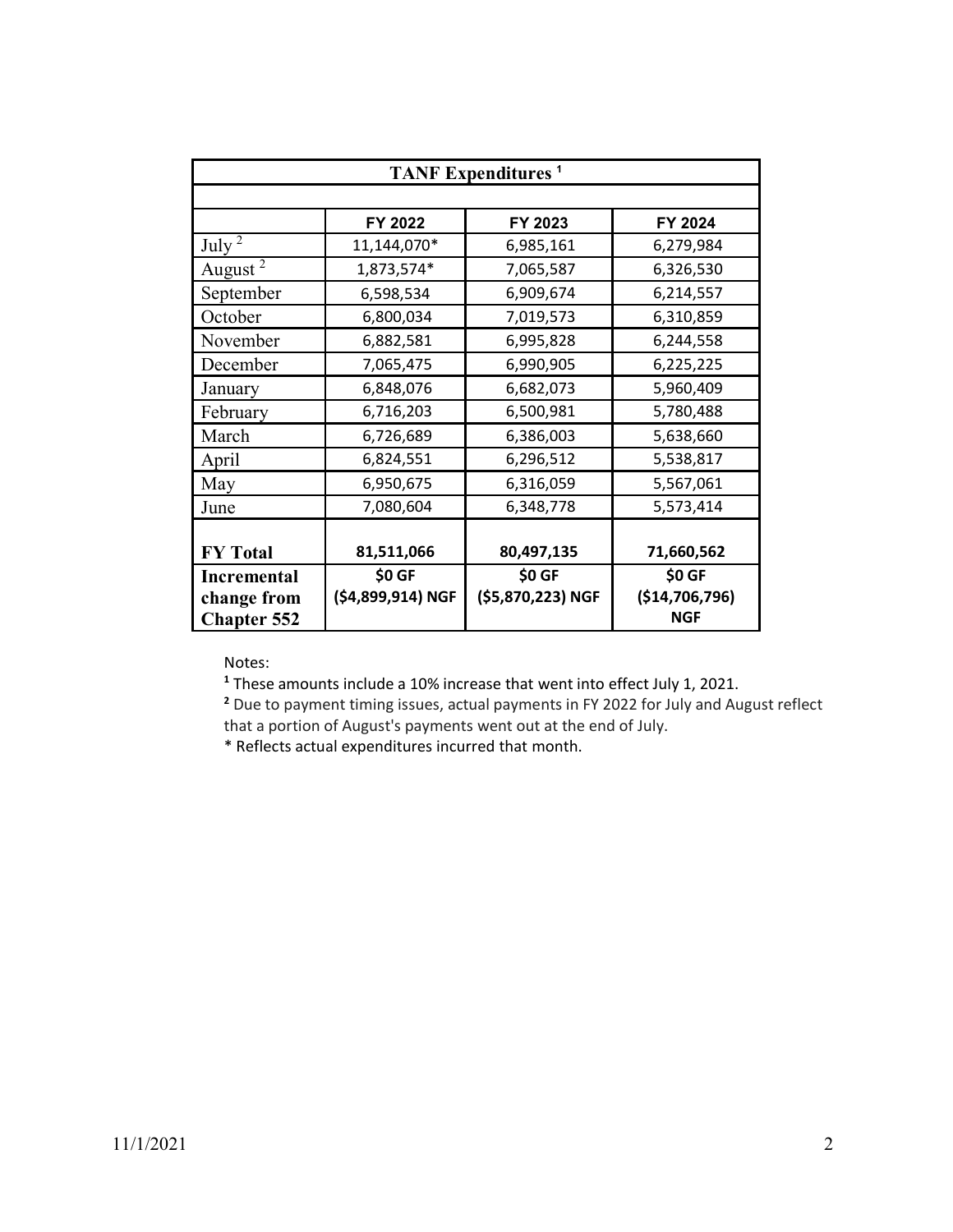| TANF Expenditures [1] | | | |
|---|---|---|---|
| | **FY 2022** | **FY 2023** | **FY 2024** |
| July [2] | 11,144,070* | 6,985,161 | 6,279,984 |
| August [2] | 1,873,574* | 7,065,587 | 6,326,530 |
| September | 6,598,534 | 6,909,674 | 6,214,557 |
| October | 6,800,034 | 7,019,573 | 6,310,859 |
| November | 6,882,581 | 6,995,828 | 6,244,558 |
| December | 7,065,475 | 6,990,905 | 6,225,225 |
| January | 6,848,076 | 6,682,073 | 5,960,409 |
| February | 6,716,203 | 6,500,981 | 5,780,488 |
| March | 6,726,689 | 6,386,003 | 5,638,660 |
| April | 6,824,551 | 6,296,512 | 5,538,817 |
| May | 6,950,675 | 6,316,059 | 5,567,061 |
| June | 7,080,604 | 6,348,778 | 5,573,414 |
| **FY Total** | **81,511,066** | **80,497,135** | **71,660,562** |
| **Incremental change from Chapter 552** | **$0 GF ($4,899,914) NGF** | **$0 GF ($5,870,223) NGF** | **$0 GF ($14,706,796) NGF** |

Notes:

[1] These amounts include a 10% increase that went into effect July 1, 2021.

[2] Due to payment timing issues, actual payments in FY 2022 for July and August reflect that a portion of August's payments went out at the end of July.

* Reflects actual expenditures incurred that month.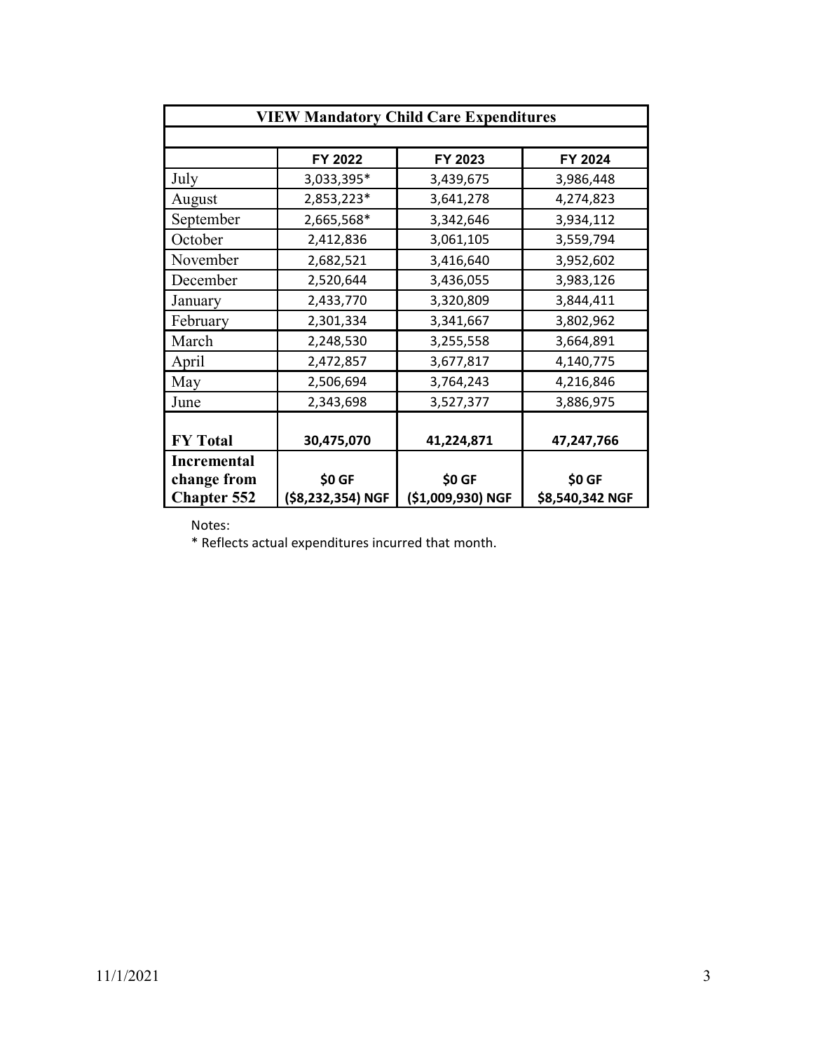| VIEW Mandatory Child Care Expenditures | | | |
|---|---|---|---|
| | **FY 2022** | **FY 2023** | **FY 2024** |
| July | 3,033,395* | 3,439,675 | 3,986,448 |
| August | 2,853,223* | 3,641,278 | 4,274,823 |
| September | 2,665,568* | 3,342,646 | 3,934,112 |
| October | 2,412,836 | 3,061,105 | 3,559,794 |
| November | 2,682,521 | 3,416,640 | 3,952,602 |
| December | 2,520,644 | 3,436,055 | 3,983,126 |
| January | 2,433,770 | 3,320,809 | 3,844,411 |
| February | 2,301,334 | 3,341,667 | 3,802,962 |
| March | 2,248,530 | 3,255,558 | 3,664,891 |
| April | 2,472,857 | 3,677,817 | 4,140,775 |
| May | 2,506,694 | 3,764,243 | 4,216,846 |
| June | 2,343,698 | 3,527,377 | 3,886,975 |
| **FY Total** | **30,475,070** | **41,224,871** | **47,247,766** |
| **Incremental change from Chapter 552** | **$0 GF ($8,232,354) NGF** | **$0 GF ($1,009,930) NGF** | **$0 GF $8,540,342 NGF** |

Notes:

* Reflects actual expenditures incurred that month.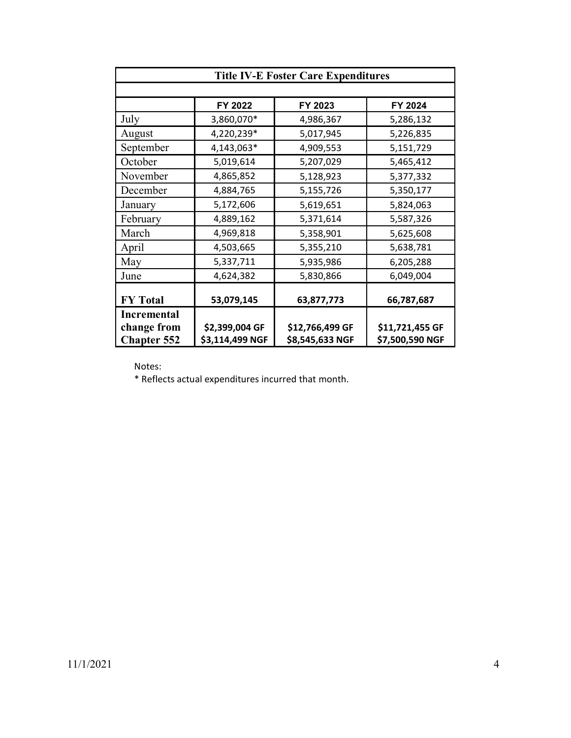| Title IV-E Foster Care Expenditures | | | |
|---|---|---|---|
| | FY 2022 | FY 2023 | FY 2024 |
| July | 3,860,070* | 4,986,367 | 5,286,132 |
| August | 4,220,239* | 5,017,945 | 5,226,835 |
| September | 4,143,063* | 4,909,553 | 5,151,729 |
| October | 5,019,614 | 5,207,029 | 5,465,412 |
| November | 4,865,852 | 5,128,923 | 5,377,332 |
| December | 4,884,765 | 5,155,726 | 5,350,177 |
| January | 5,172,606 | 5,619,651 | 5,824,063 |
| February | 4,889,162 | 5,371,614 | 5,587,326 |
| March | 4,969,818 | 5,358,901 | 5,625,608 |
| April | 4,503,665 | 5,355,210 | 5,638,781 |
| May | 5,337,711 | 5,935,986 | 6,205,288 |
| June | 4,624,382 | 5,830,866 | 6,049,004 |
| **FY Total** | **53,079,145** | **63,877,773** | **66,787,687** |
| **Incremental change from Chapter 552** | **\$2,399,004 GF<br>\$3,114,499 NGF** | **\$12,766,499 GF<br>\$8,545,633 NGF** | **\$11,721,455 GF<br>\$7,500,590 NGF** |

Notes:

* Reflects actual expenditures incurred that month.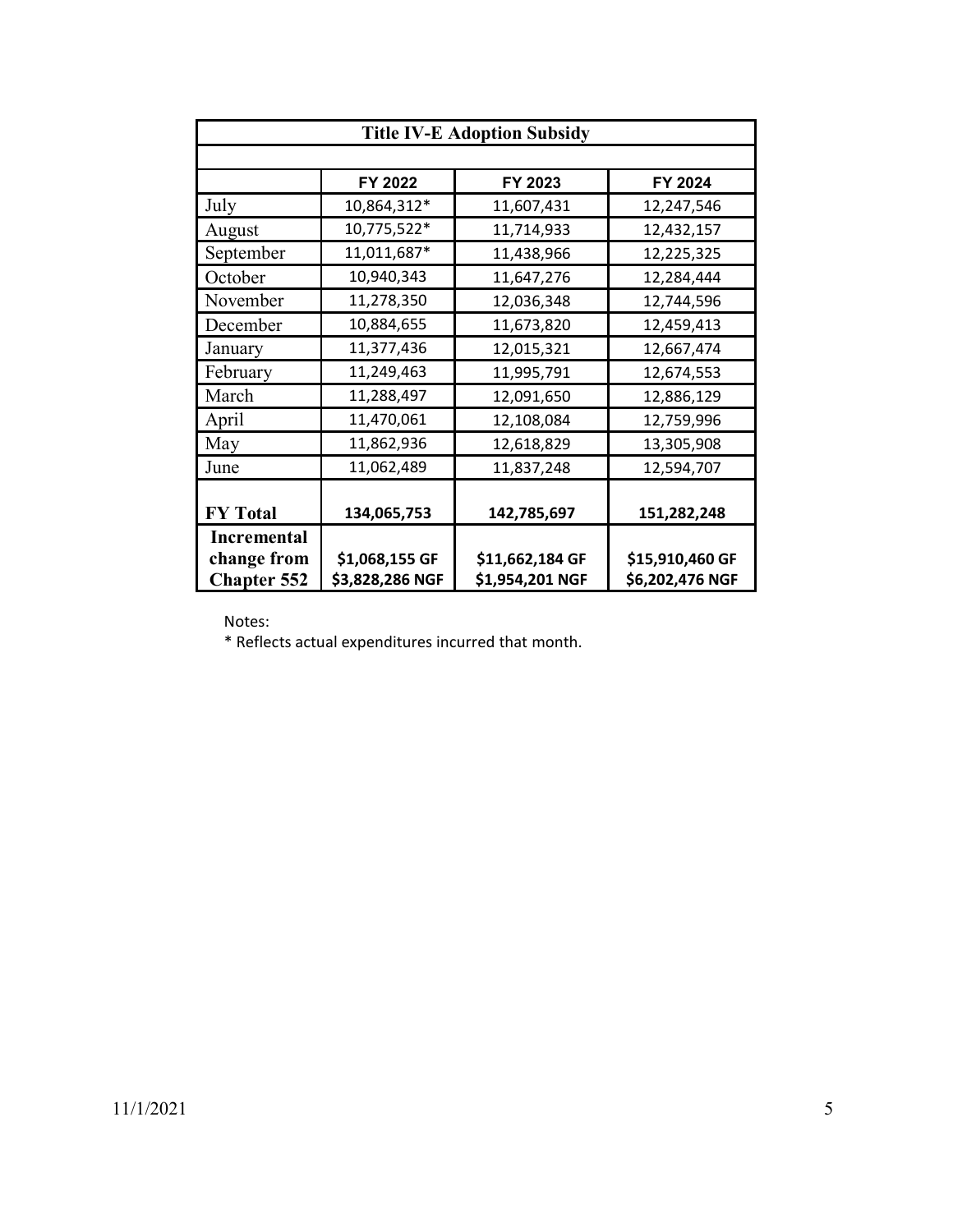| Title IV-E Adoption Subsidy | | | |
|---|---|---|---|
| | **FY 2022** | **FY 2023** | **FY 2024** |
| July | 10,864,312* | 11,607,431 | 12,247,546 |
| August | 10,775,522* | 11,714,933 | 12,432,157 |
| September | 11,011,687* | 11,438,966 | 12,225,325 |
| October | 10,940,343 | 11,647,276 | 12,284,444 |
| November | 11,278,350 | 12,036,348 | 12,744,596 |
| December | 10,884,655 | 11,673,820 | 12,459,413 |
| January | 11,377,436 | 12,015,321 | 12,667,474 |
| February | 11,249,463 | 11,995,791 | 12,674,553 |
| March | 11,288,497 | 12,091,650 | 12,886,129 |
| April | 11,470,061 | 12,108,084 | 12,759,996 |
| May | 11,862,936 | 12,618,829 | 13,305,908 |
| June | 11,062,489 | 11,837,248 | 12,594,707 |
| **FY Total** | **134,065,753** | **142,785,697** | **151,282,248** |
| **Incremental change from Chapter 552** | **$1,068,155 GF<br>$3,828,286 NGF** | **$11,662,184 GF<br>$1,954,201 NGF** | **$15,910,460 GF<br>$6,202,476 NGF** |

Notes:

* Reflects actual expenditures incurred that month.

11/1/2021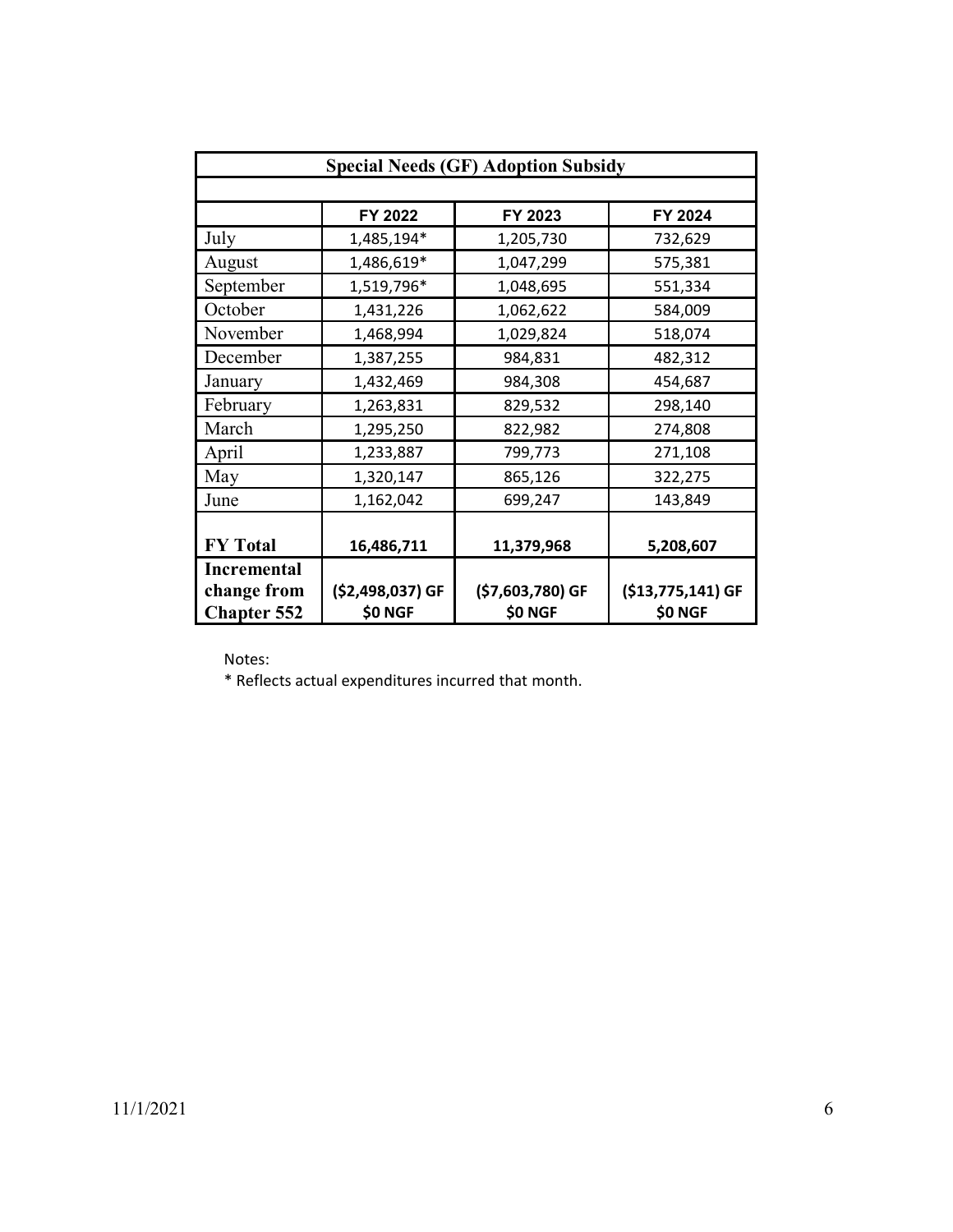| Special Needs (GF) Adoption Subsidy | | | |
| --- | --- | --- | --- |
| | **FY 2022** | **FY 2023** | **FY 2024** |
| July | 1,485,194* | 1,205,730 | 732,629 |
| August | 1,486,619* | 1,047,299 | 575,381 |
| September | 1,519,796* | 1,048,695 | 551,334 |
| October | 1,431,226 | 1,062,622 | 584,009 |
| November | 1,468,994 | 1,029,824 | 518,074 |
| December | 1,387,255 | 984,831 | 482,312 |
| January | 1,432,469 | 984,308 | 454,687 |
| February | 1,263,831 | 829,532 | 298,140 |
| March | 1,295,250 | 822,982 | 274,808 |
| April | 1,233,887 | 799,773 | 271,108 |
| May | 1,320,147 | 865,126 | 322,275 |
| June | 1,162,042 | 699,247 | 143,849 |
| **FY Total** | **16,486,711** | **11,379,968** | **5,208,607** |
| **Incremental change from Chapter 552** | **($2,498,037) GF $0 NGF** | **($7,603,780) GF $0 NGF** | **($13,775,141) GF $0 NGF** |

Notes:

* Reflects actual expenditures incurred that month.

11/1/2021